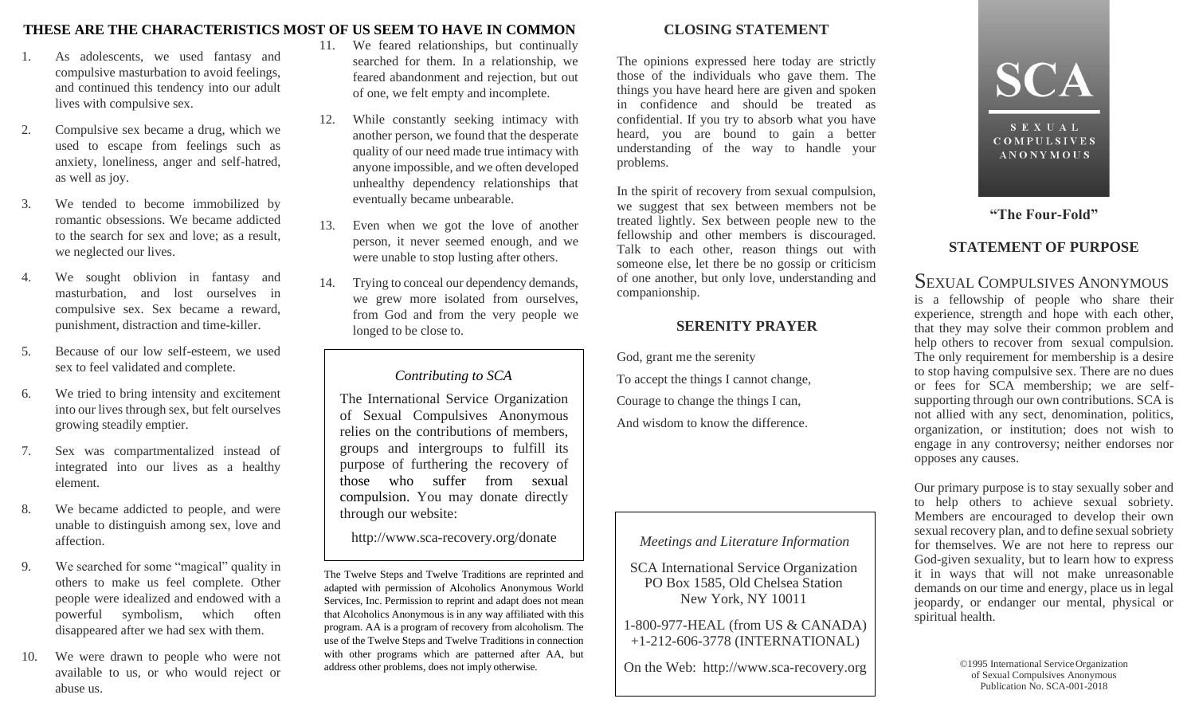## THESE ARE THE CHARACTERISTICS MOST OF US SEEM TO HAVE IN COMMON

1. As adolescents, we used fantasy and compulsive masturbation to avoid feelings, and continued this tendency into our adult lives with compulsive sex.
2. Compulsive sex became a drug, which we used to escape from feelings such as anxiety, loneliness, anger and self-hatred, as well as joy.
3. We tended to become immobilized by romantic obsessions. We became addicted to the search for sex and love; as a result, we neglected our lives.
4. We sought oblivion in fantasy and masturbation, and lost ourselves in compulsive sex. Sex became a reward, punishment, distraction and time-killer.
5. Because of our low self-esteem, we used sex to feel validated and complete.
6. We tried to bring intensity and excitement into our lives through sex, but felt ourselves growing steadily emptier.
7. Sex was compartmentalized instead of integrated into our lives as a healthy element.
8. We became addicted to people, and were unable to distinguish among sex, love and affection.
9. We searched for some "magical" quality in others to make us feel complete. Other people were idealized and endowed with a powerful symbolism, which often disappeared after we had sex with them.
10. We were drawn to people who were not available to us, or who would reject or abuse us.
11. We feared relationships, but continually searched for them. In a relationship, we feared abandonment and rejection, but out of one, we felt empty and incomplete.
12. While constantly seeking intimacy with another person, we found that the desperate quality of our need made true intimacy with anyone impossible, and we often developed unhealthy dependency relationships that eventually became unbearable.
13. Even when we got the love of another person, it never seemed enough, and we were unable to stop lusting after others.
14. Trying to conceal our dependency demands, we grew more isolated from ourselves, from God and from the very people we longed to be close to.

*Contributing to SCA*

The International Service Organization of Sexual Compulsives Anonymous relies on the contributions of members, groups and intergroups to fulfill its purpose of furthering the recovery of those who suffer from sexual compulsion. You may donate directly through our website:

http://www.sca-recovery.org/donate

The Twelve Steps and Twelve Traditions are reprinted and adapted with permission of Alcoholics Anonymous World Services, Inc. Permission to reprint and adapt does not mean that Alcoholics Anonymous is in any way affiliated with this program. AA is a program of recovery from alcoholism. The use of the Twelve Steps and Twelve Traditions in connection with other programs which are patterned after AA, but address other problems, does not imply otherwise.

## CLOSING STATEMENT

The opinions expressed here today are strictly those of the individuals who gave them. The things you have heard here are given and spoken in confidence and should be treated as confidential. If you try to absorb what you have heard, you are bound to gain a better understanding of the way to handle your problems.

In the spirit of recovery from sexual compulsion, we suggest that sex between members not be treated lightly. Sex between people new to the fellowship and other members is discouraged. Talk to each other, reason things out with someone else, let there be no gossip or criticism of one another, but only love, understanding and companionship.

## SERENITY PRAYER

God, grant me the serenity

To accept the things I cannot change,

Courage to change the things I can,

And wisdom to know the difference.

*Meetings and Literature Information*

SCA International Service Organization
PO Box 1585, Old Chelsea Station
New York, NY 10011

1-800-977-HEAL (from US & CANADA)
+1-212-606-3778 (INTERNATIONAL)

On the Web: http://www.sca-recovery.org

# SCA

SEXUAL COMPULSIVES ANONYMOUS

**"The Four-Fold"**

## STATEMENT OF PURPOSE

SEXUAL COMPULSIVES ANONYMOUS is a fellowship of people who share their experience, strength and hope with each other, that they may solve their common problem and help others to recover from sexual compulsion. The only requirement for membership is a desire to stop having compulsive sex. There are no dues or fees for SCA membership; we are self-supporting through our own contributions. SCA is not allied with any sect, denomination, politics, organization, or institution; does not wish to engage in any controversy; neither endorses nor opposes any causes.

Our primary purpose is to stay sexually sober and to help others to achieve sexual sobriety. Members are encouraged to develop their own sexual recovery plan, and to define sexual sobriety for themselves. We are not here to repress our God-given sexuality, but to learn how to express it in ways that will not make unreasonable demands on our time and energy, place us in legal jeopardy, or endanger our mental, physical or spiritual health.

©1995 International Service Organization of Sexual Compulsives Anonymous
Publication No. SCA-001-2018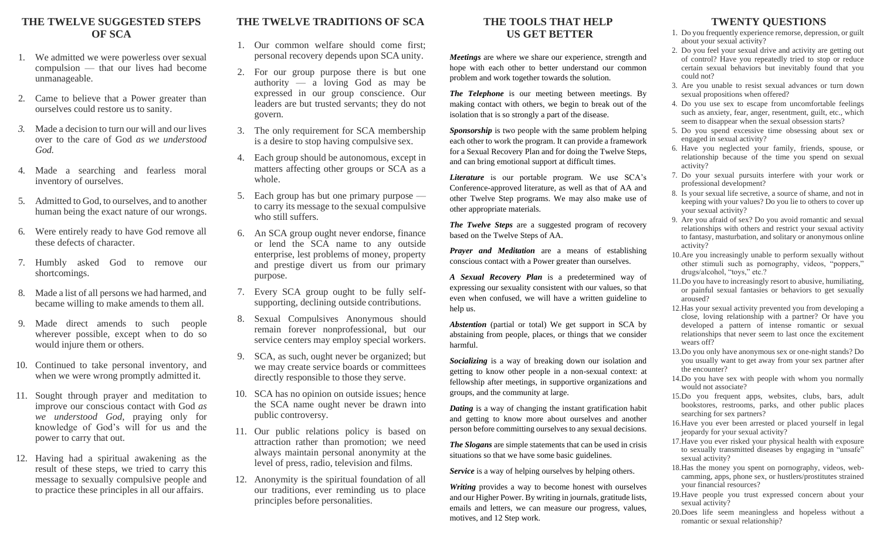## THE TWELVE SUGGESTED STEPS OF SCA

1. We admitted we were powerless over sexual compulsion — that our lives had become unmanageable.
2. Came to believe that a Power greater than ourselves could restore us to sanity.
3. Made a decision to turn our will and our lives over to the care of God *as we understood God.*
4. Made a searching and fearless moral inventory of ourselves.
5. Admitted to God, to ourselves, and to another human being the exact nature of our wrongs.
6. Were entirely ready to have God remove all these defects of character.
7. Humbly asked God to remove our shortcomings.
8. Made a list of all persons we had harmed, and became willing to make amends to them all.
9. Made direct amends to such people wherever possible, except when to do so would injure them or others.
10. Continued to take personal inventory, and when we were wrong promptly admitted it.
11. Sought through prayer and meditation to improve our conscious contact with God *as we understood God*, praying only for knowledge of God's will for us and the power to carry that out.
12. Having had a spiritual awakening as the result of these steps, we tried to carry this message to sexually compulsive people and to practice these principles in all our affairs.

## THE TWELVE TRADITIONS OF SCA

1. Our common welfare should come first; personal recovery depends upon SCA unity.
2. For our group purpose there is but one authority — a loving God as may be expressed in our group conscience. Our leaders are but trusted servants; they do not govern.
3. The only requirement for SCA membership is a desire to stop having compulsive sex.
4. Each group should be autonomous, except in matters affecting other groups or SCA as a whole.
5. Each group has but one primary purpose — to carry its message to the sexual compulsive who still suffers.
6. An SCA group ought never endorse, finance or lend the SCA name to any outside enterprise, lest problems of money, property and prestige divert us from our primary purpose.
7. Every SCA group ought to be fully self-supporting, declining outside contributions.
8. Sexual Compulsives Anonymous should remain forever nonprofessional, but our service centers may employ special workers.
9. SCA, as such, ought never be organized; but we may create service boards or committees directly responsible to those they serve.
10. SCA has no opinion on outside issues; hence the SCA name ought never be drawn into public controversy.
11. Our public relations policy is based on attraction rather than promotion; we need always maintain personal anonymity at the level of press, radio, television and films.
12. Anonymity is the spiritual foundation of all our traditions, ever reminding us to place principles before personalities.

## THE TOOLS THAT HELP US GET BETTER

***Meetings*** are where we share our experience, strength and hope with each other to better understand our common problem and work together towards the solution.

***The Telephone*** is our meeting between meetings. By making contact with others, we begin to break out of the isolation that is so strongly a part of the disease.

***Sponsorship*** is two people with the same problem helping each other to work the program. It can provide a framework for a Sexual Recovery Plan and for doing the Twelve Steps, and can bring emotional support at difficult times.

***Literature*** is our portable program. We use SCA's Conference-approved literature, as well as that of AA and other Twelve Step programs. We may also make use of other appropriate materials.

***The Twelve Steps*** are a suggested program of recovery based on the Twelve Steps of AA.

***Prayer and Meditation*** are a means of establishing conscious contact with a Power greater than ourselves.

***A Sexual Recovery Plan*** is a predetermined way of expressing our sexuality consistent with our values, so that even when confused, we will have a written guideline to help us.

***Abstention*** (partial or total) We get support in SCA by abstaining from people, places, or things that we consider harmful.

***Socializing*** is a way of breaking down our isolation and getting to know other people in a non-sexual context: at fellowship after meetings, in supportive organizations and groups, and the community at large.

***Dating*** is a way of changing the instant gratification habit and getting to know more about ourselves and another person before committing ourselves to any sexual decisions.

***The Slogans*** are simple statements that can be used in crisis situations so that we have some basic guidelines.

***Service*** is a way of helping ourselves by helping others.

***Writing*** provides a way to become honest with ourselves and our Higher Power. By writing in journals, gratitude lists, emails and letters, we can measure our progress, values, motives, and 12 Step work.

## TWENTY QUESTIONS

1. Do you frequently experience remorse, depression, or guilt about your sexual activity?
2. Do you feel your sexual drive and activity are getting out of control? Have you repeatedly tried to stop or reduce certain sexual behaviors but inevitably found that you could not?
3. Are you unable to resist sexual advances or turn down sexual propositions when offered?
4. Do you use sex to escape from uncomfortable feelings such as anxiety, fear, anger, resentment, guilt, etc., which seem to disappear when the sexual obsession starts?
5. Do you spend excessive time obsessing about sex or engaged in sexual activity?
6. Have you neglected your family, friends, spouse, or relationship because of the time you spend on sexual activity?
7. Do your sexual pursuits interfere with your work or professional development?
8. Is your sexual life secretive, a source of shame, and not in keeping with your values? Do you lie to others to cover up your sexual activity?
9. Are you afraid of sex? Do you avoid romantic and sexual relationships with others and restrict your sexual activity to fantasy, masturbation, and solitary or anonymous online activity?
10. Are you increasingly unable to perform sexually without other stimuli such as pornography, videos, "poppers," drugs/alcohol, "toys," etc.?
11. Do you have to increasingly resort to abusive, humiliating, or painful sexual fantasies or behaviors to get sexually aroused?
12. Has your sexual activity prevented you from developing a close, loving relationship with a partner? Or have you developed a pattern of intense romantic or sexual relationships that never seem to last once the excitement wears off?
13. Do you only have anonymous sex or one-night stands? Do you usually want to get away from your sex partner after the encounter?
14. Do you have sex with people with whom you normally would not associate?
15. Do you frequent apps, websites, clubs, bars, adult bookstores, restrooms, parks, and other public places searching for sex partners?
16. Have you ever been arrested or placed yourself in legal jeopardy for your sexual activity?
17. Have you ever risked your physical health with exposure to sexually transmitted diseases by engaging in "unsafe" sexual activity?
18. Has the money you spent on pornography, videos, web-camming, apps, phone sex, or hustlers/prostitutes strained your financial resources?
19. Have people you trust expressed concern about your sexual activity?
20. Does life seem meaningless and hopeless without a romantic or sexual relationship?